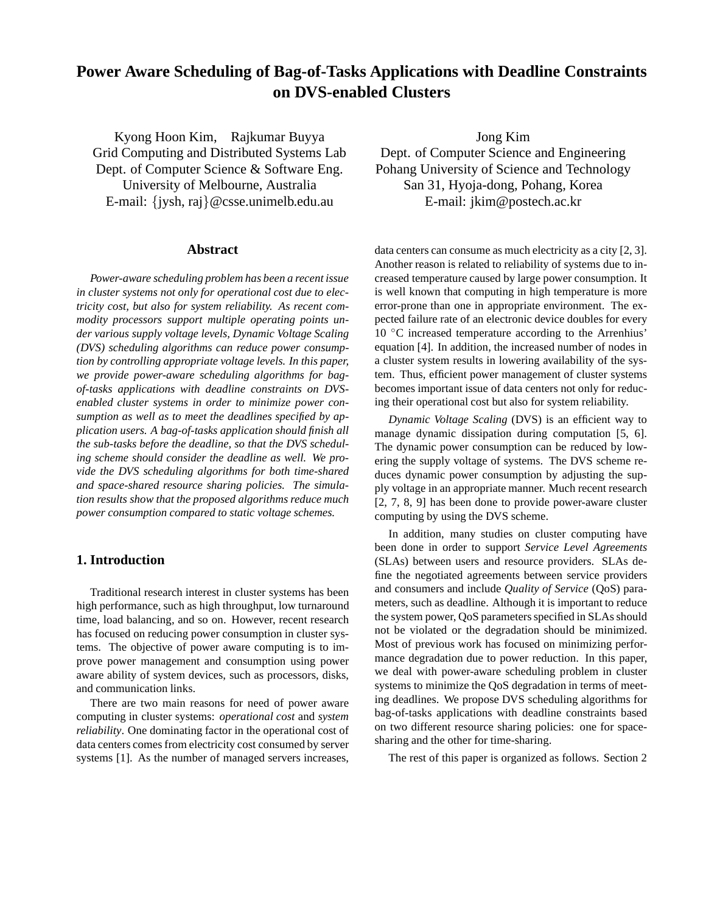# Power Aware Scheduling of Bag-of-Tasks Applications with Deadline Constraints on DVS-enabled Clusters

Kyong Hoon Kim, Rajkumar Buyya
Grid Computing and Distributed Systems Lab
Dept. of Computer Science & Software Eng.
University of Melbourne, Australia
E-mail: {jysh, raj}@csse.unimelb.edu.au

Jong Kim
Dept. of Computer Science and Engineering
Pohang University of Science and Technology
San 31, Hyoja-dong, Pohang, Korea
E-mail: jkim@postech.ac.kr

## Abstract

*Power-aware scheduling problem has been a recent issue in cluster systems not only for operational cost due to electricity cost, but also for system reliability. As recent commodity processors support multiple operating points under various supply voltage levels, Dynamic Voltage Scaling (DVS) scheduling algorithms can reduce power consumption by controlling appropriate voltage levels. In this paper, we provide power-aware scheduling algorithms for bag-of-tasks applications with deadline constraints on DVS-enabled cluster systems in order to minimize power consumption as well as to meet the deadlines specified by application users. A bag-of-tasks application should finish all the sub-tasks before the deadline, so that the DVS scheduling scheme should consider the deadline as well. We provide the DVS scheduling algorithms for both time-shared and space-shared resource sharing policies. The simulation results show that the proposed algorithms reduce much power consumption compared to static voltage schemes.*

## 1. Introduction

Traditional research interest in cluster systems has been high performance, such as high throughput, low turnaround time, load balancing, and so on. However, recent research has focused on reducing power consumption in cluster systems. The objective of power aware computing is to improve power management and consumption using power aware ability of system devices, such as processors, disks, and communication links.

There are two main reasons for need of power aware computing in cluster systems: *operational cost* and *system reliability*. One dominating factor in the operational cost of data centers comes from electricity cost consumed by server systems [1]. As the number of managed servers increases, data centers can consume as much electricity as a city [2, 3]. Another reason is related to reliability of systems due to increased temperature caused by large power consumption. It is well known that computing in high temperature is more error-prone than one in appropriate environment. The expected failure rate of an electronic device doubles for every 10 °C increased temperature according to the Arrenhius' equation [4]. In addition, the increased number of nodes in a cluster system results in lowering availability of the system. Thus, efficient power management of cluster systems becomes important issue of data centers not only for reducing their operational cost but also for system reliability.

*Dynamic Voltage Scaling* (DVS) is an efficient way to manage dynamic dissipation during computation [5, 6]. The dynamic power consumption can be reduced by lowering the supply voltage of systems. The DVS scheme reduces dynamic power consumption by adjusting the supply voltage in an appropriate manner. Much recent research [2, 7, 8, 9] has been done to provide power-aware cluster computing by using the DVS scheme.

In addition, many studies on cluster computing have been done in order to support *Service Level Agreements* (SLAs) between users and resource providers. SLAs define the negotiated agreements between service providers and consumers and include *Quality of Service* (QoS) parameters, such as deadline. Although it is important to reduce the system power, QoS parameters specified in SLAs should not be violated or the degradation should be minimized. Most of previous work has focused on minimizing performance degradation due to power reduction. In this paper, we deal with power-aware scheduling problem in cluster systems to minimize the QoS degradation in terms of meeting deadlines. We propose DVS scheduling algorithms for bag-of-tasks applications with deadline constraints based on two different resource sharing policies: one for space-sharing and the other for time-sharing.

The rest of this paper is organized as follows. Section 2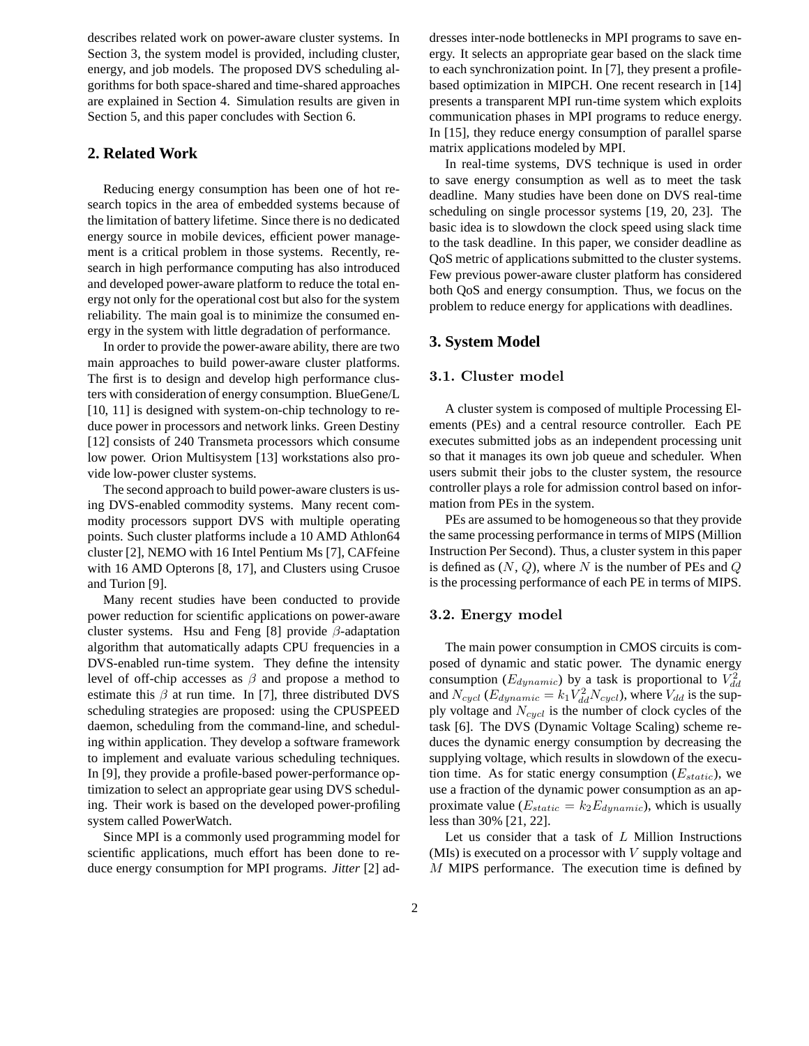describes related work on power-aware cluster systems. In Section 3, the system model is provided, including cluster, energy, and job models. The proposed DVS scheduling algorithms for both space-shared and time-shared approaches are explained in Section 4. Simulation results are given in Section 5, and this paper concludes with Section 6.

## 2. Related Work

Reducing energy consumption has been one of hot research topics in the area of embedded systems because of the limitation of battery lifetime. Since there is no dedicated energy source in mobile devices, efficient power management is a critical problem in those systems. Recently, research in high performance computing has also introduced and developed power-aware platform to reduce the total energy not only for the operational cost but also for the system reliability. The main goal is to minimize the consumed energy in the system with little degradation of performance.

In order to provide the power-aware ability, there are two main approaches to build power-aware cluster platforms. The first is to design and develop high performance clusters with consideration of energy consumption. BlueGene/L [10, 11] is designed with system-on-chip technology to reduce power in processors and network links. Green Destiny [12] consists of 240 Transmeta processors which consume low power. Orion Multisystem [13] workstations also provide low-power cluster systems.

The second approach to build power-aware clusters is using DVS-enabled commodity systems. Many recent commodity processors support DVS with multiple operating points. Such cluster platforms include a 10 AMD Athlon64 cluster [2], NEMO with 16 Intel Pentium Ms [7], CAFfeine with 16 AMD Opterons [8, 17], and Clusters using Crusoe and Turion [9].

Many recent studies have been conducted to provide power reduction for scientific applications on power-aware cluster systems. Hsu and Feng [8] provide $\beta$-adaptation algorithm that automatically adapts CPU frequencies in a DVS-enabled run-time system. They define the intensity level of off-chip accesses as $\beta$ and propose a method to estimate this $\beta$ at run time. In [7], three distributed DVS scheduling strategies are proposed: using the CPUSPEED daemon, scheduling from the command-line, and scheduling within application. They develop a software framework to implement and evaluate various scheduling techniques. In [9], they provide a profile-based power-performance optimization to select an appropriate gear using DVS scheduling. Their work is based on the developed power-profiling system called PowerWatch.

Since MPI is a commonly used programming model for scientific applications, much effort has been done to reduce energy consumption for MPI programs. *Jitter* [2] addresses inter-node bottlenecks in MPI programs to save energy. It selects an appropriate gear based on the slack time to each synchronization point. In [7], they present a profile-based optimization in MIPCH. One recent research in [14] presents a transparent MPI run-time system which exploits communication phases in MPI programs to reduce energy. In [15], they reduce energy consumption of parallel sparse matrix applications modeled by MPI.

In real-time systems, DVS technique is used in order to save energy consumption as well as to meet the task deadline. Many studies have been done on DVS real-time scheduling on single processor systems [19, 20, 23]. The basic idea is to slowdown the clock speed using slack time to the task deadline. In this paper, we consider deadline as QoS metric of applications submitted to the cluster systems. Few previous power-aware cluster platform has considered both QoS and energy consumption. Thus, we focus on the problem to reduce energy for applications with deadlines.

## 3. System Model

### 3.1. Cluster model

A cluster system is composed of multiple Processing Elements (PEs) and a central resource controller. Each PE executes submitted jobs as an independent processing unit so that it manages its own job queue and scheduler. When users submit their jobs to the cluster system, the resource controller plays a role for admission control based on information from PEs in the system.

PEs are assumed to be homogeneous so that they provide the same processing performance in terms of MIPS (Million Instruction Per Second). Thus, a cluster system in this paper is defined as ($N$, $Q$), where $N$ is the number of PEs and $Q$ is the processing performance of each PE in terms of MIPS.

### 3.2. Energy model

The main power consumption in CMOS circuits is composed of dynamic and static power. The dynamic energy consumption ($E_{dynamic}$) by a task is proportional to $V_{dd}^2$ and $N_{cycl}$ ($E_{dynamic} = k_1 V_{dd}^2 N_{cycl}$), where $V_{dd}$ is the supply voltage and $N_{cycl}$ is the number of clock cycles of the task [6]. The DVS (Dynamic Voltage Scaling) scheme reduces the dynamic energy consumption by decreasing the supplying voltage, which results in slowdown of the execution time. As for static energy consumption ($E_{static}$), we use a fraction of the dynamic power consumption as an approximate value ($E_{static} = k_2 E_{dynamic}$), which is usually less than 30% [21, 22].

Let us consider that a task of $L$ Million Instructions (MIs) is executed on a processor with $V$ supply voltage and $M$ MIPS performance. The execution time is defined by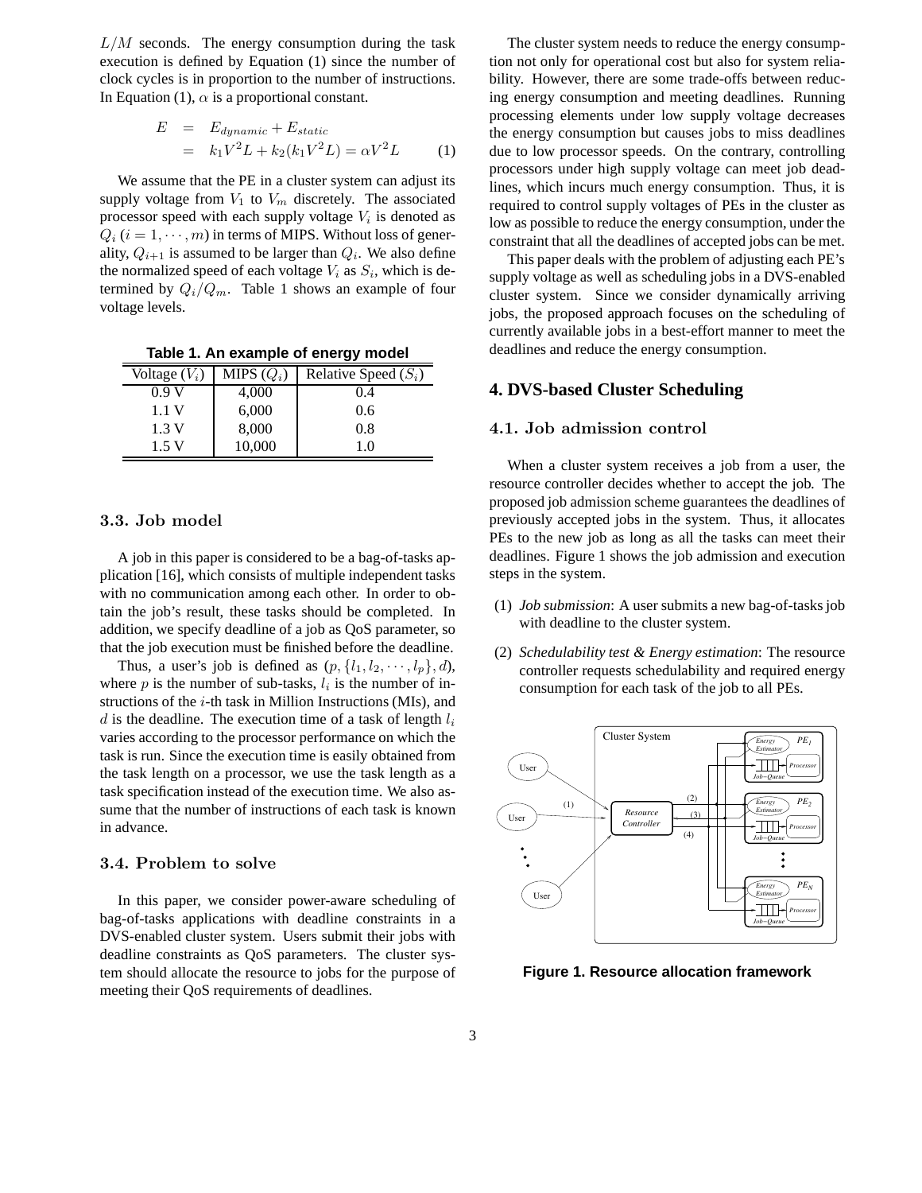$L/M$ seconds. The energy consumption during the task execution is defined by Equation (1) since the number of clock cycles is in proportion to the number of instructions. In Equation (1), $\alpha$ is a proportional constant.

$$
\begin{aligned}
E &= E_{dynamic} + E_{static} \\
&= k_1 V^2 L + k_2(k_1 V^2 L) = \alpha V^2 L \qquad (1)
\end{aligned}
$$

We assume that the PE in a cluster system can adjust its supply voltage from $V_1$ to $V_m$ discretely. The associated processor speed with each supply voltage $V_i$ is denoted as $Q_i$ ($i = 1, \cdots, m$) in terms of MIPS. Without loss of generality, $Q_{i+1}$ is assumed to be larger than $Q_i$. We also define the normalized speed of each voltage $V_i$ as $S_i$, which is determined by $Q_i/Q_m$. Table 1 shows an example of four voltage levels.

**Table 1. An example of energy model**

| Voltage ($V_i$) | MIPS ($Q_i$) | Relative Speed ($S_i$) |
|---|---|---|
| 0.9 V | 4,000 | 0.4 |
| 1.1 V | 6,000 | 0.6 |
| 1.3 V | 8,000 | 0.8 |
| 1.5 V | 10,000 | 1.0 |

### 3.3. Job model

A job in this paper is considered to be a bag-of-tasks application [16], which consists of multiple independent tasks with no communication among each other. In order to obtain the job's result, these tasks should be completed. In addition, we specify deadline of a job as QoS parameter, so that the job execution must be finished before the deadline.

Thus, a user's job is defined as ($p, \{l_1, l_2, \cdots, l_p\}, d$), where $p$ is the number of sub-tasks, $l_i$ is the number of instructions of the $i$-th task in Million Instructions (MIs), and $d$ is the deadline. The execution time of a task of length $l_i$ varies according to the processor performance on which the task is run. Since the execution time is easily obtained from the task length on a processor, we use the task length as a task specification instead of the execution time. We also assume that the number of instructions of each task is known in advance.

### 3.4. Problem to solve

In this paper, we consider power-aware scheduling of bag-of-tasks applications with deadline constraints in a DVS-enabled cluster system. Users submit their jobs with deadline constraints as QoS parameters. The cluster system should allocate the resource to jobs for the purpose of meeting their QoS requirements of deadlines.

The cluster system needs to reduce the energy consumption not only for operational cost but also for system reliability. However, there are some trade-offs between reducing energy consumption and meeting deadlines. Running processing elements under low supply voltage decreases the energy consumption but causes jobs to miss deadlines due to low processor speeds. On the contrary, controlling processors under high supply voltage can meet job deadlines, which incurs much energy consumption. Thus, it is required to control supply voltages of PEs in the cluster as low as possible to reduce the energy consumption, under the constraint that all the deadlines of accepted jobs can be met.

This paper deals with the problem of adjusting each PE's supply voltage as well as scheduling jobs in a DVS-enabled cluster system. Since we consider dynamically arriving jobs, the proposed approach focuses on the scheduling of currently available jobs in a best-effort manner to meet the deadlines and reduce the energy consumption.

## 4. DVS-based Cluster Scheduling

### 4.1. Job admission control

When a cluster system receives a job from a user, the resource controller decides whether to accept the job. The proposed job admission scheme guarantees the deadlines of previously accepted jobs in the system. Thus, it allocates PEs to the new job as long as all the tasks can meet their deadlines. Figure 1 shows the job admission and execution steps in the system.

(1) *Job submission*: A user submits a new bag-of-tasks job with deadline to the cluster system.

(2) *Schedulability test & Energy estimation*: The resource controller requests schedulability and required energy consumption for each task of the job to all PEs.

**Figure 1. Resource allocation framework**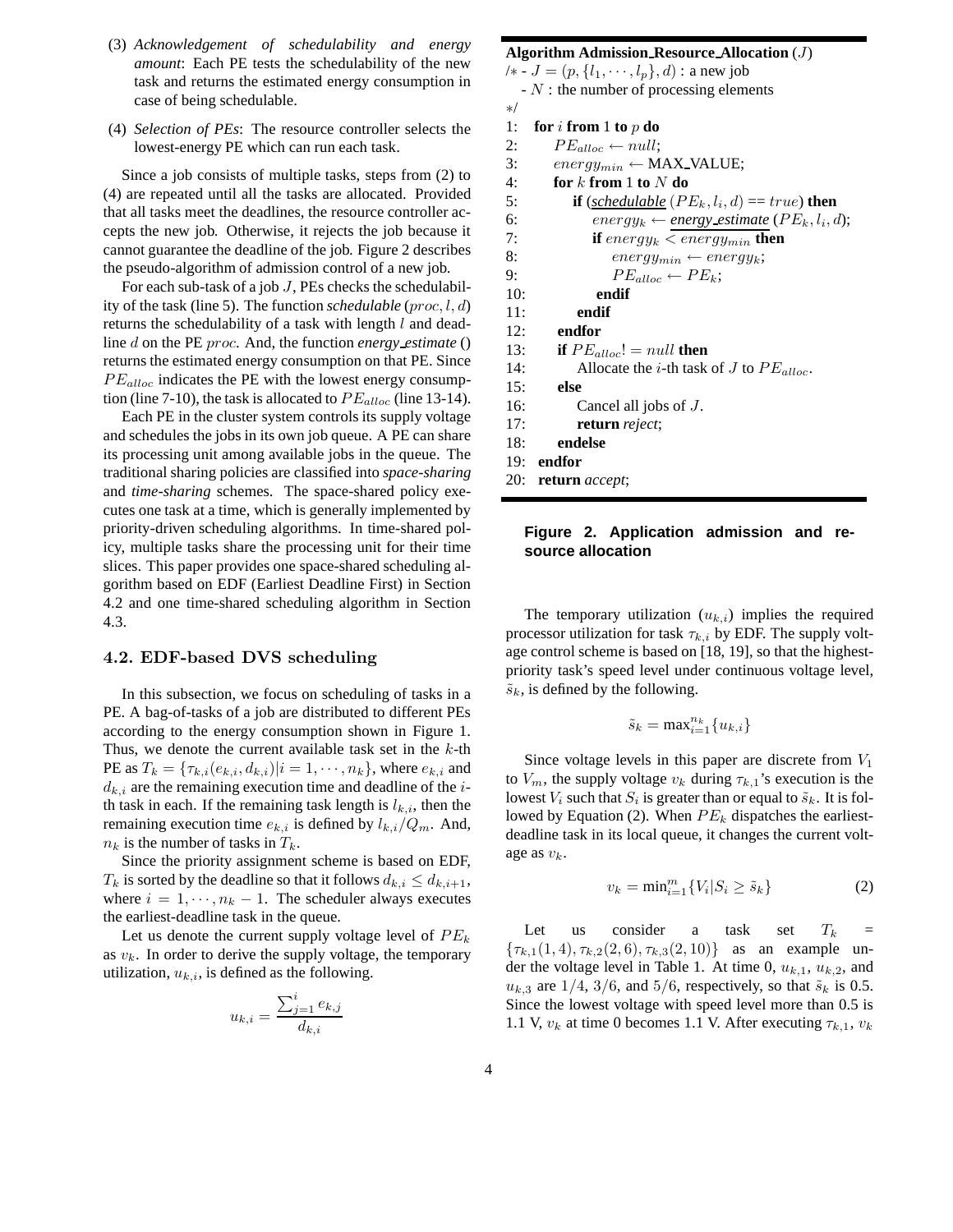(3) *Acknowledgement of schedulability and energy amount*: Each PE tests the schedulability of the new task and returns the estimated energy consumption in case of being schedulable.

(4) *Selection of PEs*: The resource controller selects the lowest-energy PE which can run each task.

Since a job consists of multiple tasks, steps from (2) to (4) are repeated until all the tasks are allocated. Provided that all tasks meet the deadlines, the resource controller accepts the new job. Otherwise, it rejects the job because it cannot guarantee the deadline of the job. Figure 2 describes the pseudo-algorithm of admission control of a new job.

For each sub-task of a job $J$, PEs checks the schedulability of the task (line 5). The function *schedulable* $(proc, l, d)$ returns the schedulability of a task with length $l$ and deadline $d$ on the PE $proc$. And, the function *energy_estimate* () returns the estimated energy consumption on that PE. Since $PE_{alloc}$ indicates the PE with the lowest energy consumption (line 7-10), the task is allocated to $PE_{alloc}$ (line 13-14).

Each PE in the cluster system controls its supply voltage and schedules the jobs in its own job queue. A PE can share its processing unit among available jobs in the queue. The traditional sharing policies are classified into *space-sharing* and *time-sharing* schemes. The space-shared policy executes one task at a time, which is generally implemented by priority-driven scheduling algorithms. In time-shared policy, multiple tasks share the processing unit for their time slices. This paper provides one space-shared scheduling algorithm based on EDF (Earliest Deadline First) in Section 4.2 and one time-shared scheduling algorithm in Section 4.3.

```
Algorithm Admission_Resource_Allocation (J)
/* - J = (p, {l_1, ..., l_p}, d) : a new job
   - N : the number of processing elements
*/
1:  for i from 1 to p do
2:      PE_alloc ← null;
3:      energy_min ← MAX_VALUE;
4:      for k from 1 to N do
5:          if (schedulable (PE_k, l_i, d) == true) then
6:              energy_k ← energy_estimate (PE_k, l_i, d);
7:              if energy_k < energy_min then
8:                  energy_min ← energy_k;
9:                  PE_alloc ← PE_k;
10:             endif
11:         endif
12:     endfor
13:     if PE_alloc != null then
14:         Allocate the i-th task of J to PE_alloc.
15:     else
16:         Cancel all jobs of J.
17:         return reject;
18:     endelse
19: endfor
20: return accept;
```

**Figure 2. Application admission and resource allocation**

## 4.2. EDF-based DVS scheduling

In this subsection, we focus on scheduling of tasks in a PE. A bag-of-tasks of a job are distributed to different PEs according to the energy consumption shown in Figure 1. Thus, we denote the current available task set in the $k$-th PE as $T_k = \{\tau_{k,i}(e_{k,i}, d_{k,i}) | i = 1, \cdots, n_k\}$, where $e_{k,i}$ and $d_{k,i}$ are the remaining execution time and deadline of the $i$-th task in each. If the remaining task length is $l_{k,i}$, then the remaining execution time $e_{k,i}$ is defined by $l_{k,i}/Q_m$. And, $n_k$ is the number of tasks in $T_k$.

Since the priority assignment scheme is based on EDF, $T_k$ is sorted by the deadline so that it follows $d_{k,i} \leq d_{k,i+1}$, where $i = 1, \cdots, n_k - 1$. The scheduler always executes the earliest-deadline task in the queue.

Let us denote the current supply voltage level of $PE_k$ as $v_k$. In order to derive the supply voltage, the temporary utilization, $u_{k,i}$, is defined as the following.

$$u_{k,i} = \frac{\sum_{j=1}^{i} e_{k,j}}{d_{k,i}}$$

The temporary utilization $(u_{k,i})$ implies the required processor utilization for task $\tau_{k,i}$ by EDF. The supply voltage control scheme is based on [18, 19], so that the highest-priority task's speed level under continuous voltage level, $\tilde{s}_k$, is defined by the following.

$$\tilde{s}_k = \max_{i=1}^{n_k}\{u_{k,i}\}$$

Since voltage levels in this paper are discrete from $V_1$ to $V_m$, the supply voltage $v_k$ during $\tau_{k,1}$'s execution is the lowest $V_i$ such that $S_i$ is greater than or equal to $\tilde{s}_k$. It is followed by Equation (2). When $PE_k$ dispatches the earliest-deadline task in its local queue, it changes the current voltage as $v_k$.

$$v_k = \min_{i=1}^{m}\{V_i | S_i \geq \tilde{s}_k\} \tag{2}$$

Let us consider a task set $T_k = \{\tau_{k,1}(1,4), \tau_{k,2}(2,6), \tau_{k,3}(2,10)\}$ as an example under the voltage level in Table 1. At time 0, $u_{k,1}$, $u_{k,2}$, and $u_{k,3}$ are $1/4$, $3/6$, and $5/6$, respectively, so that $\tilde{s}_k$ is 0.5. Since the lowest voltage with speed level more than 0.5 is 1.1 V, $v_k$ at time 0 becomes 1.1 V. After executing $\tau_{k,1}$, $v_k$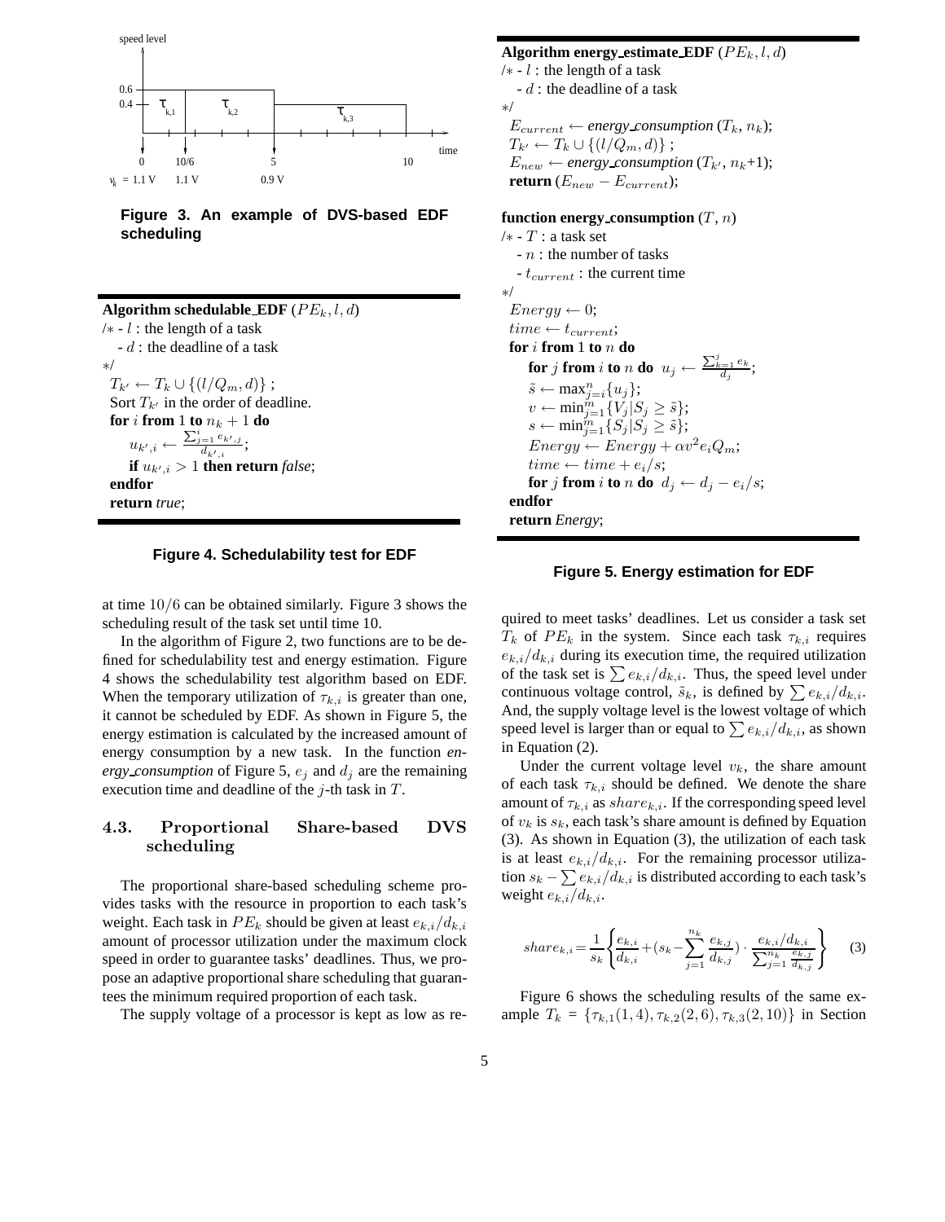**Figure 3. An example of DVS-based EDF scheduling**

```
Algorithm schedulable_EDF (PE_k, l, d)
/* - l : the length of a task
   - d : the deadline of a task
*/
  T_k' ← T_k ∪ {(l/Q_m, d)} ;
  Sort T_k' in the order of deadline.
  for i from 1 to n_k + 1 do
      u_{k',i} ← (Σ_{j=1}^{i} e_{k',j}) / d_{k',i};
      if u_{k',i} > 1 then return false;
  endfor
  return true;
```

**Figure 4. Schedulability test for EDF**

```
Algorithm energy_estimate_EDF (PE_k, l, d)
/* - l : the length of a task
   - d : the deadline of a task
*/
  E_current ← energy_consumption (T_k, n_k);
  T_k' ← T_k ∪ {(l/Q_m, d)} ;
  E_new ← energy_consumption (T_k', n_k+1);
  return (E_new − E_current);

function energy_consumption (T, n)
/* - T : a task set
   - n : the number of tasks
   - t_current : the current time
*/
  Energy ← 0;
  time ← t_current;
  for i from 1 to n do
      for j from i to n do  u_j ← (Σ_{k=1}^{j} e_k) / d_j;
      s̃ ← max_{j=i}^{n} {u_j};
      v ← min_{j=1}^{m} {V_j | S_j ≥ s̃};
      s ← min_{j=1}^{m} {S_j | S_j ≥ s̃};
      Energy ← Energy + α v^2 e_i Q_m;
      time ← time + e_i/s;
      for j from i to n do  d_j ← d_j − e_i/s;
  endfor
  return Energy;
```

**Figure 5. Energy estimation for EDF**

at time $10/6$ can be obtained similarly. Figure 3 shows the scheduling result of the task set until time 10.

In the algorithm of Figure 2, two functions are to be defined for schedulability test and energy estimation. Figure 4 shows the schedulability test algorithm based on EDF. When the temporary utilization of $\tau_{k,i}$ is greater than one, it cannot be scheduled by EDF. As shown in Figure 5, the energy estimation is calculated by the increased amount of energy consumption by a new task. In the function *energy_consumption* of Figure 5, $e_j$ and $d_j$ are the remaining execution time and deadline of the $j$-th task in $T$.

### 4.3. Proportional Share-based DVS scheduling

The proportional share-based scheduling scheme provides tasks with the resource in proportion to each task's weight. Each task in $PE_k$ should be given at least $e_{k,i}/d_{k,i}$ amount of processor utilization under the maximum clock speed in order to guarantee tasks' deadlines. Thus, we propose an adaptive proportional share scheduling that guarantees the minimum required proportion of each task.

The supply voltage of a processor is kept as low as required to meet tasks' deadlines. Let us consider a task set $T_k$ of $PE_k$ in the system. Since each task $\tau_{k,i}$ requires $e_{k,i}/d_{k,i}$ during its execution time, the required utilization of the task set is $\sum e_{k,i}/d_{k,i}$. Thus, the speed level under continuous voltage control, $\tilde{s}_k$, is defined by $\sum e_{k,i}/d_{k,i}$. And, the supply voltage level is the lowest voltage of which speed level is larger than or equal to $\sum e_{k,i}/d_{k,i}$, as shown in Equation (2).

Under the current voltage level $v_k$, the share amount of each task $\tau_{k,i}$ should be defined. We denote the share amount of $\tau_{k,i}$ as $share_{k,i}$. If the corresponding speed level of $v_k$ is $s_k$, each task's share amount is defined by Equation (3). As shown in Equation (3), the utilization of each task is at least $e_{k,i}/d_{k,i}$. For the remaining processor utilization $s_k - \sum e_{k,i}/d_{k,i}$ is distributed according to each task's weight $e_{k,i}/d_{k,i}$.

$$share_{k,i} = \frac{1}{s_k}\left\{\frac{e_{k,i}}{d_{k,i}} + (s_k - \sum_{j=1}^{n_k}\frac{e_{k,j}}{d_{k,j}}) \cdot \frac{e_{k,i}/d_{k,i}}{\sum_{j=1}^{n_k}\frac{e_{k,j}}{d_{k,j}}}\right\} \quad (3)$$

Figure 6 shows the scheduling results of the same example $T_k = \{\tau_{k,1}(1,4), \tau_{k,2}(2,6), \tau_{k,3}(2,10)\}$ in Section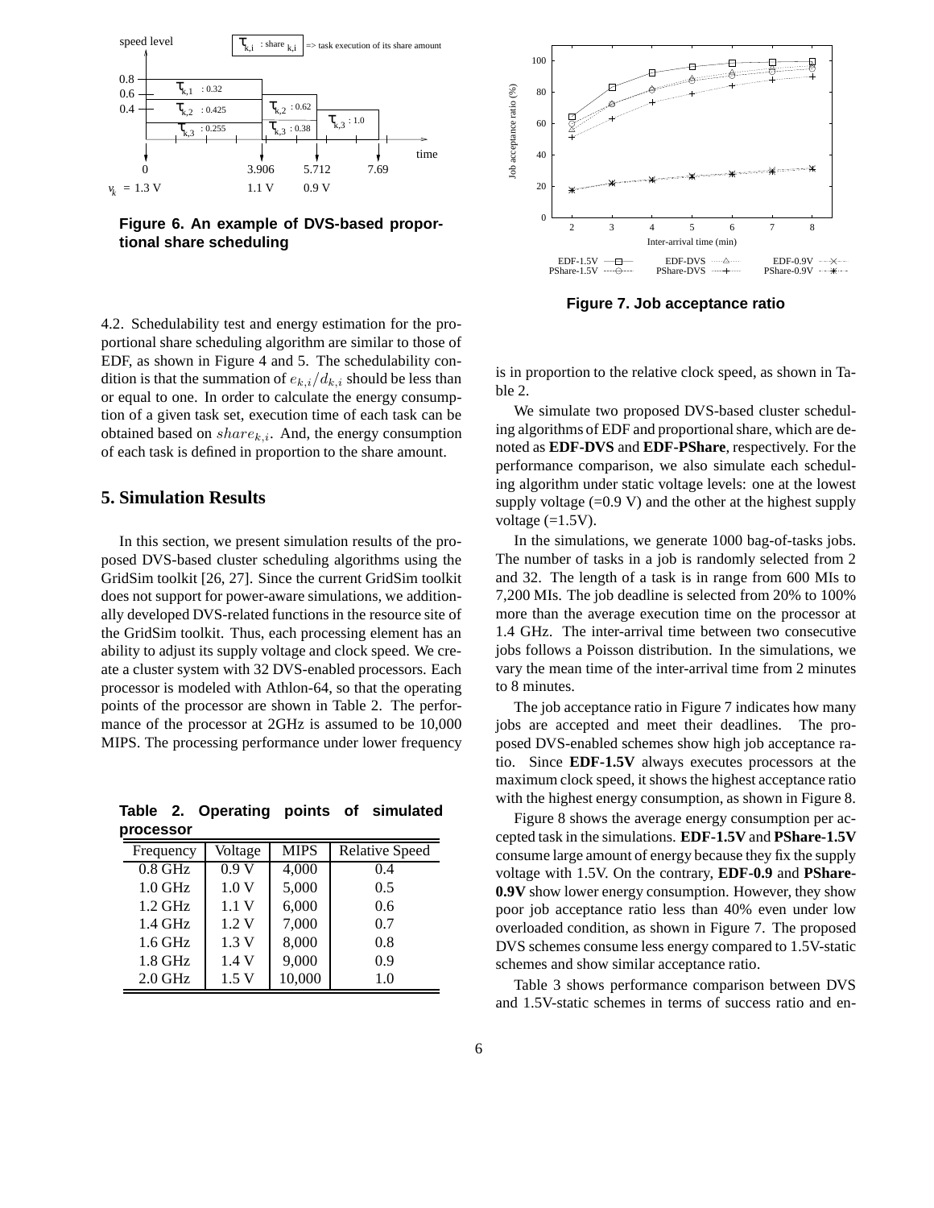**Figure 6. An example of DVS-based proportional share scheduling**

4.2. Schedulability test and energy estimation for the proportional share scheduling algorithm are similar to those of EDF, as shown in Figure 4 and 5. The schedulability condition is that the summation of $e_{k,i}/d_{k,i}$ should be less than or equal to one. In order to calculate the energy consumption of a given task set, execution time of each task can be obtained based on $share_{k,i}$. And, the energy consumption of each task is defined in proportion to the share amount.

## 5. Simulation Results

In this section, we present simulation results of the proposed DVS-based cluster scheduling algorithms using the GridSim toolkit [26, 27]. Since the current GridSim toolkit does not support for power-aware simulations, we additionally developed DVS-related functions in the resource site of the GridSim toolkit. Thus, each processing element has an ability to adjust its supply voltage and clock speed. We create a cluster system with 32 DVS-enabled processors. Each processor is modeled with Athlon-64, so that the operating points of the processor are shown in Table 2. The performance of the processor at 2GHz is assumed to be 10,000 MIPS. The processing performance under lower frequency is in proportion to the relative clock speed, as shown in Table 2.

**Table 2. Operating points of simulated processor**

| Frequency | Voltage | MIPS | Relative Speed |
|---|---|---|---|
| 0.8 GHz | 0.9 V | 4,000 | 0.4 |
| 1.0 GHz | 1.0 V | 5,000 | 0.5 |
| 1.2 GHz | 1.1 V | 6,000 | 0.6 |
| 1.4 GHz | 1.2 V | 7,000 | 0.7 |
| 1.6 GHz | 1.3 V | 8,000 | 0.8 |
| 1.8 GHz | 1.4 V | 9,000 | 0.9 |
| 2.0 GHz | 1.5 V | 10,000 | 1.0 |

**Figure 7. Job acceptance ratio**

We simulate two proposed DVS-based cluster scheduling algorithms of EDF and proportional share, which are denoted as **EDF-DVS** and **EDF-PShare**, respectively. For the performance comparison, we also simulate each scheduling algorithm under static voltage levels: one at the lowest supply voltage (=0.9 V) and the other at the highest supply voltage (=1.5V).

In the simulations, we generate 1000 bag-of-tasks jobs. The number of tasks in a job is randomly selected from 2 and 32. The length of a task is in range from 600 MIs to 7,200 MIs. The job deadline is selected from 20% to 100% more than the average execution time on the processor at 1.4 GHz. The inter-arrival time between two consecutive jobs follows a Poisson distribution. In the simulations, we vary the mean time of the inter-arrival time from 2 minutes to 8 minutes.

The job acceptance ratio in Figure 7 indicates how many jobs are accepted and meet their deadlines. The proposed DVS-enabled schemes show high job acceptance ratio. Since **EDF-1.5V** always executes processors at the maximum clock speed, it shows the highest acceptance ratio with the highest energy consumption, as shown in Figure 8.

Figure 8 shows the average energy consumption per accepted task in the simulations. **EDF-1.5V** and **PShare-1.5V** consume large amount of energy because they fix the supply voltage with 1.5V. On the contrary, **EDF-0.9** and **PShare-0.9V** show lower energy consumption. However, they show poor job acceptance ratio less than 40% even under low overloaded condition, as shown in Figure 7. The proposed DVS schemes consume less energy compared to 1.5V-static schemes and show similar acceptance ratio.

Table 3 shows performance comparison between DVS and 1.5V-static schemes in terms of success ratio and en-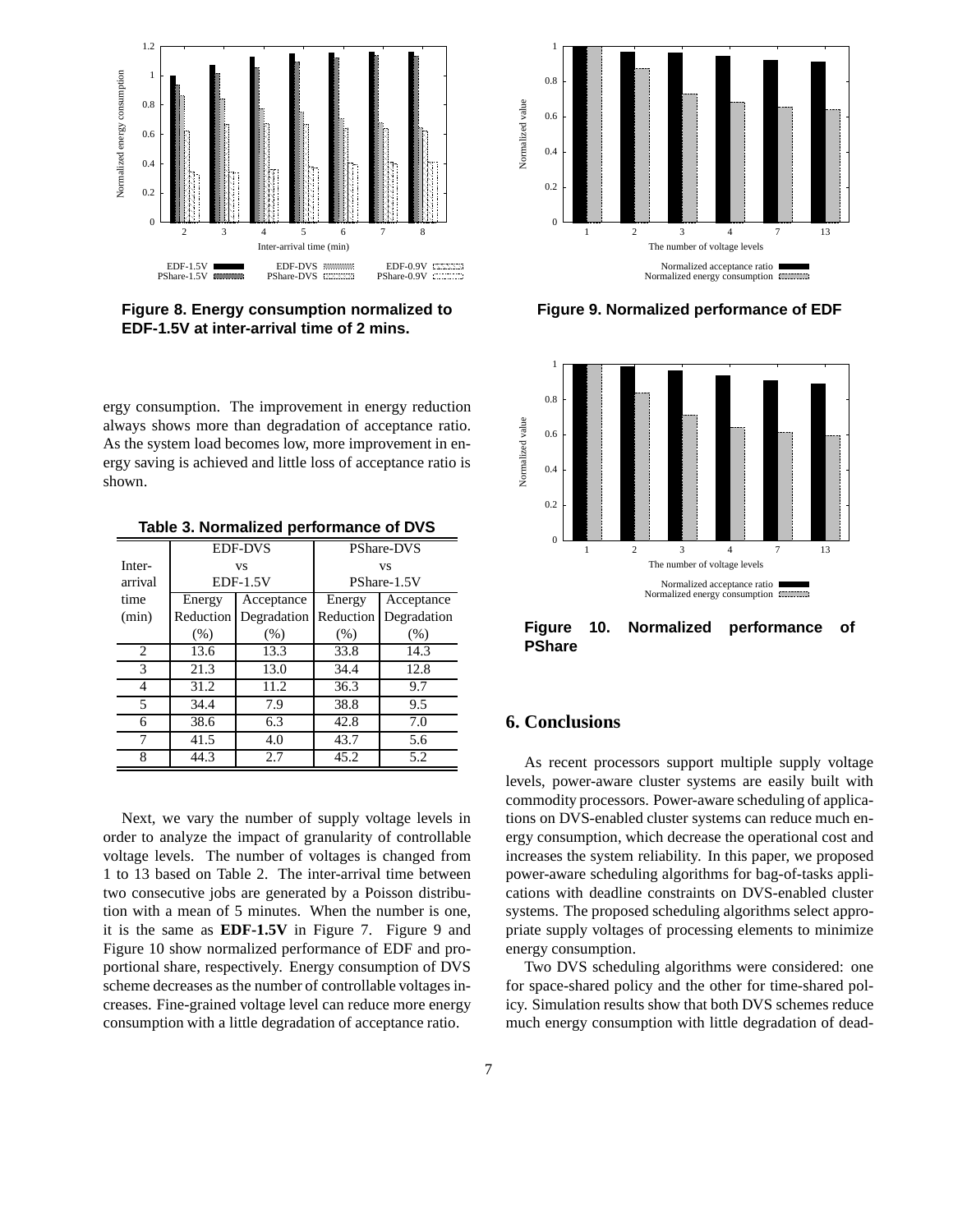**Figure 8. Energy consumption normalized to EDF-1.5V at inter-arrival time of 2 mins.**

ergy consumption. The improvement in energy reduction always shows more than degradation of acceptance ratio. As the system load becomes low, more improvement in energy saving is achieved and little loss of acceptance ratio is shown.

**Table 3. Normalized performance of DVS**

| Inter-arrival time (min) | EDF-DVS vs EDF-1.5V | | PShare-DVS vs PShare-1.5V | |
|---|---|---|---|---|
| | Energy Reduction (%) | Acceptance Degradation (%) | Energy Reduction (%) | Acceptance Degradation (%) |
| 2 | 13.6 | 13.3 | 33.8 | 14.3 |
| 3 | 21.3 | 13.0 | 34.4 | 12.8 |
| 4 | 31.2 | 11.2 | 36.3 | 9.7 |
| 5 | 34.4 | 7.9 | 38.8 | 9.5 |
| 6 | 38.6 | 6.3 | 42.8 | 7.0 |
| 7 | 41.5 | 4.0 | 43.7 | 5.6 |
| 8 | 44.3 | 2.7 | 45.2 | 5.2 |

Next, we vary the number of supply voltage levels in order to analyze the impact of granularity of controllable voltage levels. The number of voltages is changed from 1 to 13 based on Table 2. The inter-arrival time between two consecutive jobs are generated by a Poisson distribution with a mean of 5 minutes. When the number is one, it is the same as **EDF-1.5V** in Figure 7. Figure 9 and Figure 10 show normalized performance of EDF and proportional share, respectively. Energy consumption of DVS scheme decreases as the number of controllable voltages increases. Fine-grained voltage level can reduce more energy consumption with a little degradation of acceptance ratio.

**Figure 9. Normalized performance of EDF**

**Figure 10. Normalized performance of PShare**

## 6. Conclusions

As recent processors support multiple supply voltage levels, power-aware cluster systems are easily built with commodity processors. Power-aware scheduling of applications on DVS-enabled cluster systems can reduce much energy consumption, which decrease the operational cost and increases the system reliability. In this paper, we proposed power-aware scheduling algorithms for bag-of-tasks applications with deadline constraints on DVS-enabled cluster systems. The proposed scheduling algorithms select appropriate supply voltages of processing elements to minimize energy consumption.

Two DVS scheduling algorithms were considered: one for space-shared policy and the other for time-shared policy. Simulation results show that both DVS schemes reduce much energy consumption with little degradation of dead-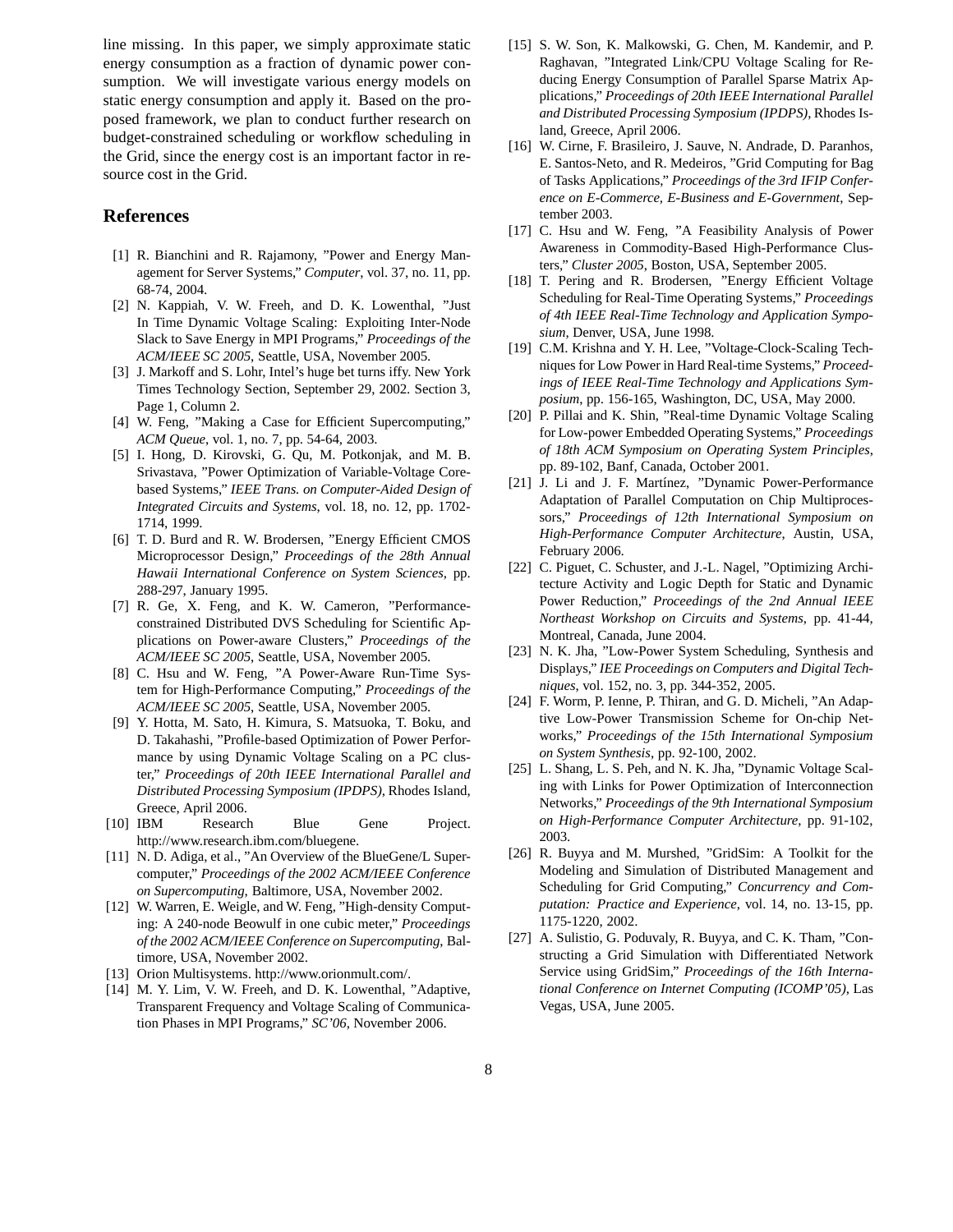line missing. In this paper, we simply approximate static energy consumption as a fraction of dynamic power consumption. We will investigate various energy models on static energy consumption and apply it. Based on the proposed framework, we plan to conduct further research on budget-constrained scheduling or workflow scheduling in the Grid, since the energy cost is an important factor in resource cost in the Grid.

## References

[1] R. Bianchini and R. Rajamony, "Power and Energy Management for Server Systems," *Computer*, vol. 37, no. 11, pp. 68-74, 2004.

[2] N. Kappiah, V. W. Freeh, and D. K. Lowenthal, "Just In Time Dynamic Voltage Scaling: Exploiting Inter-Node Slack to Save Energy in MPI Programs," *Proceedings of the ACM/IEEE SC 2005*, Seattle, USA, November 2005.

[3] J. Markoff and S. Lohr, Intel's huge bet turns iffy. New York Times Technology Section, September 29, 2002. Section 3, Page 1, Column 2.

[4] W. Feng, "Making a Case for Efficient Supercomputing," *ACM Queue*, vol. 1, no. 7, pp. 54-64, 2003.

[5] I. Hong, D. Kirovski, G. Qu, M. Potkonjak, and M. B. Srivastava, "Power Optimization of Variable-Voltage Core-based Systems," *IEEE Trans. on Computer-Aided Design of Integrated Circuits and Systems*, vol. 18, no. 12, pp. 1702-1714, 1999.

[6] T. D. Burd and R. W. Brodersen, "Energy Efficient CMOS Microprocessor Design," *Proceedings of the 28th Annual Hawaii International Conference on System Sciences*, pp. 288-297, January 1995.

[7] R. Ge, X. Feng, and K. W. Cameron, "Performance-constrained Distributed DVS Scheduling for Scientific Applications on Power-aware Clusters," *Proceedings of the ACM/IEEE SC 2005*, Seattle, USA, November 2005.

[8] C. Hsu and W. Feng, "A Power-Aware Run-Time System for High-Performance Computing," *Proceedings of the ACM/IEEE SC 2005*, Seattle, USA, November 2005.

[9] Y. Hotta, M. Sato, H. Kimura, S. Matsuoka, T. Boku, and D. Takahashi, "Profile-based Optimization of Power Performance by using Dynamic Voltage Scaling on a PC cluster," *Proceedings of 20th IEEE International Parallel and Distributed Processing Symposium (IPDPS)*, Rhodes Island, Greece, April 2006.

[10] IBM Research Blue Gene Project. http://www.research.ibm.com/bluegene.

[11] N. D. Adiga, et al., "An Overview of the BlueGene/L Supercomputer," *Proceedings of the 2002 ACM/IEEE Conference on Supercomputing*, Baltimore, USA, November 2002.

[12] W. Warren, E. Weigle, and W. Feng, "High-density Computing: A 240-node Beowulf in one cubic meter," *Proceedings of the 2002 ACM/IEEE Conference on Supercomputing*, Baltimore, USA, November 2002.

[13] Orion Multisystems. http://www.orionmult.com/.

[14] M. Y. Lim, V. W. Freeh, and D. K. Lowenthal, "Adaptive, Transparent Frequency and Voltage Scaling of Communication Phases in MPI Programs," *SC'06*, November 2006.

[15] S. W. Son, K. Malkowski, G. Chen, M. Kandemir, and P. Raghavan, "Integrated Link/CPU Voltage Scaling for Reducing Energy Consumption of Parallel Sparse Matrix Applications," *Proceedings of 20th IEEE International Parallel and Distributed Processing Symposium (IPDPS)*, Rhodes Island, Greece, April 2006.

[16] W. Cirne, F. Brasileiro, J. Sauve, N. Andrade, D. Paranhos, E. Santos-Neto, and R. Medeiros, "Grid Computing for Bag of Tasks Applications," *Proceedings of the 3rd IFIP Conference on E-Commerce, E-Business and E-Government*, September 2003.

[17] C. Hsu and W. Feng, "A Feasibility Analysis of Power Awareness in Commodity-Based High-Performance Clusters," *Cluster 2005*, Boston, USA, September 2005.

[18] T. Pering and R. Brodersen, "Energy Efficient Voltage Scheduling for Real-Time Operating Systems," *Proceedings of 4th IEEE Real-Time Technology and Application Symposium*, Denver, USA, June 1998.

[19] C.M. Krishna and Y. H. Lee, "Voltage-Clock-Scaling Techniques for Low Power in Hard Real-time Systems," *Proceedings of IEEE Real-Time Technology and Applications Symposium*, pp. 156-165, Washington, DC, USA, May 2000.

[20] P. Pillai and K. Shin, "Real-time Dynamic Voltage Scaling for Low-power Embedded Operating Systems," *Proceedings of 18th ACM Symposium on Operating System Principles*, pp. 89-102, Banf, Canada, October 2001.

[21] J. Li and J. F. Martínez, "Dynamic Power-Performance Adaptation of Parallel Computation on Chip Multiprocessors," *Proceedings of 12th International Symposium on High-Performance Computer Architecture*, Austin, USA, February 2006.

[22] C. Piguet, C. Schuster, and J.-L. Nagel, "Optimizing Architecture Activity and Logic Depth for Static and Dynamic Power Reduction," *Proceedings of the 2nd Annual IEEE Northeast Workshop on Circuits and Systems*, pp. 41-44, Montreal, Canada, June 2004.

[23] N. K. Jha, "Low-Power System Scheduling, Synthesis and Displays," *IEE Proceedings on Computers and Digital Techniques*, vol. 152, no. 3, pp. 344-352, 2005.

[24] F. Worm, P. Ienne, P. Thiran, and G. D. Micheli, "An Adaptive Low-Power Transmission Scheme for On-chip Networks," *Proceedings of the 15th International Symposium on System Synthesis*, pp. 92-100, 2002.

[25] L. Shang, L. S. Peh, and N. K. Jha, "Dynamic Voltage Scaling with Links for Power Optimization of Interconnection Networks," *Proceedings of the 9th International Symposium on High-Performance Computer Architecture*, pp. 91-102, 2003.

[26] R. Buyya and M. Murshed, "GridSim: A Toolkit for the Modeling and Simulation of Distributed Management and Scheduling for Grid Computing," *Concurrency and Computation: Practice and Experience*, vol. 14, no. 13-15, pp. 1175-1220, 2002.

[27] A. Sulistio, G. Poduvaly, R. Buyya, and C. K. Tham, "Constructing a Grid Simulation with Differentiated Network Service using GridSim," *Proceedings of the 16th International Conference on Internet Computing (ICOMP'05)*, Las Vegas, USA, June 2005.